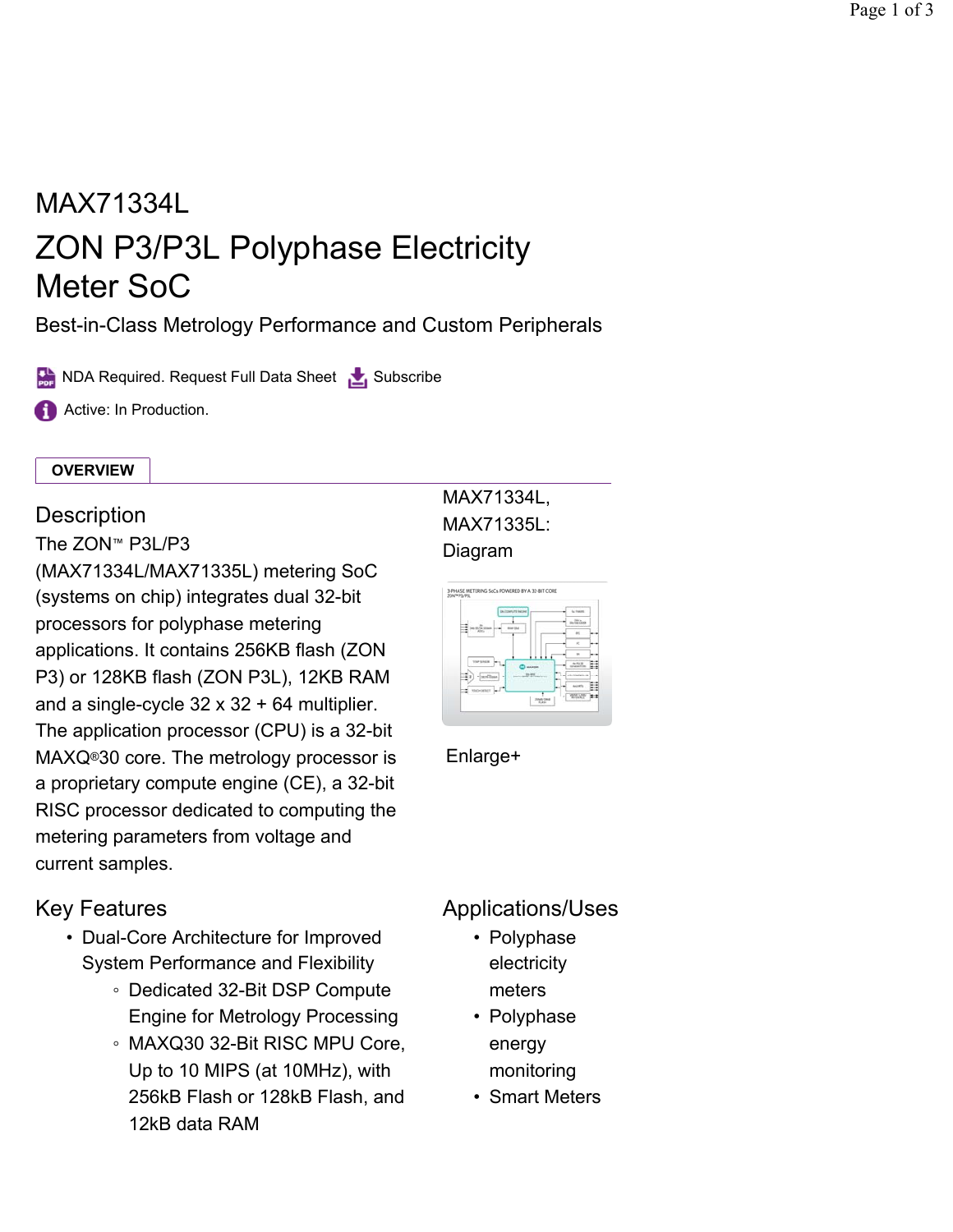# MAX71334L

## ZON P3/P3L Polyphase Electricity Meter SoC

Best-in-Class Metrology Performance and Custom Peripherals

NDA Required. Request Full Data Sheet Subscribe

Active: In Production.

**OVERVIEW**

### Description

The ZON™ P3L/P3 (MAX71334L/MAX71335L) metering SoC (systems on chip) integrates dual 32-bit processors for polyphase metering applications. It contains 256KB flash (ZON P3) or 128KB flash (ZON P3L), 12KB RAM and a single-cycle 32 x 32 + 64 multiplier. The application processor (CPU) is a 32-bit MAXQ®30 core. The metrology processor is a proprietary compute engine (CE), a 32-bit RISC processor dedicated to computing the metering parameters from voltage and current samples.

MAX71334L, MAX71335L: Diagram

Enlarge+

### Key Features

- Dual-Core Architecture for Improved System Performance and Flexibility
  - Dedicated 32-Bit DSP Compute Engine for Metrology Processing
  - MAXQ30 32-Bit RISC MPU Core, Up to 10 MIPS (at 10MHz), with 256kB Flash or 128kB Flash, and 12kB data RAM

### Applications/Uses

- Polyphase electricity meters
- Polyphase energy monitoring
- Smart Meters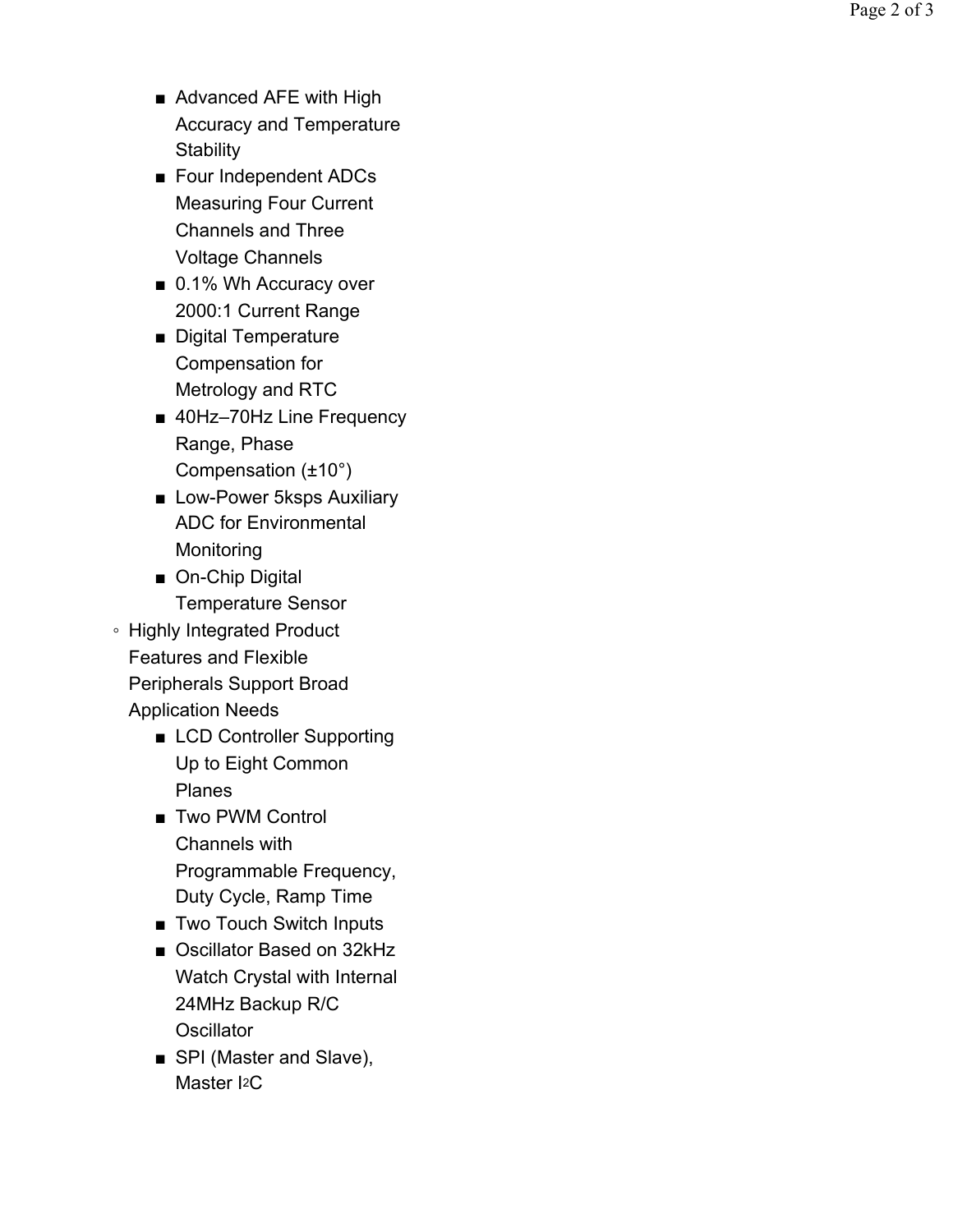- Advanced AFE with High Accuracy and Temperature Stability
    - Four Independent ADCs Measuring Four Current Channels and Three Voltage Channels
    - 0.1% Wh Accuracy over 2000:1 Current Range
    - Digital Temperature Compensation for Metrology and RTC
    - 40Hz–70Hz Line Frequency Range, Phase Compensation (±10°)
    - Low-Power 5ksps Auxiliary ADC for Environmental Monitoring
    - On-Chip Digital Temperature Sensor
  - Highly Integrated Product Features and Flexible Peripherals Support Broad Application Needs
    - LCD Controller Supporting Up to Eight Common Planes
    - Two PWM Control Channels with Programmable Frequency, Duty Cycle, Ramp Time
    - Two Touch Switch Inputs
    - Oscillator Based on 32kHz Watch Crystal with Internal 24MHz Backup R/C Oscillator
    - SPI (Master and Slave), Master $I^2C$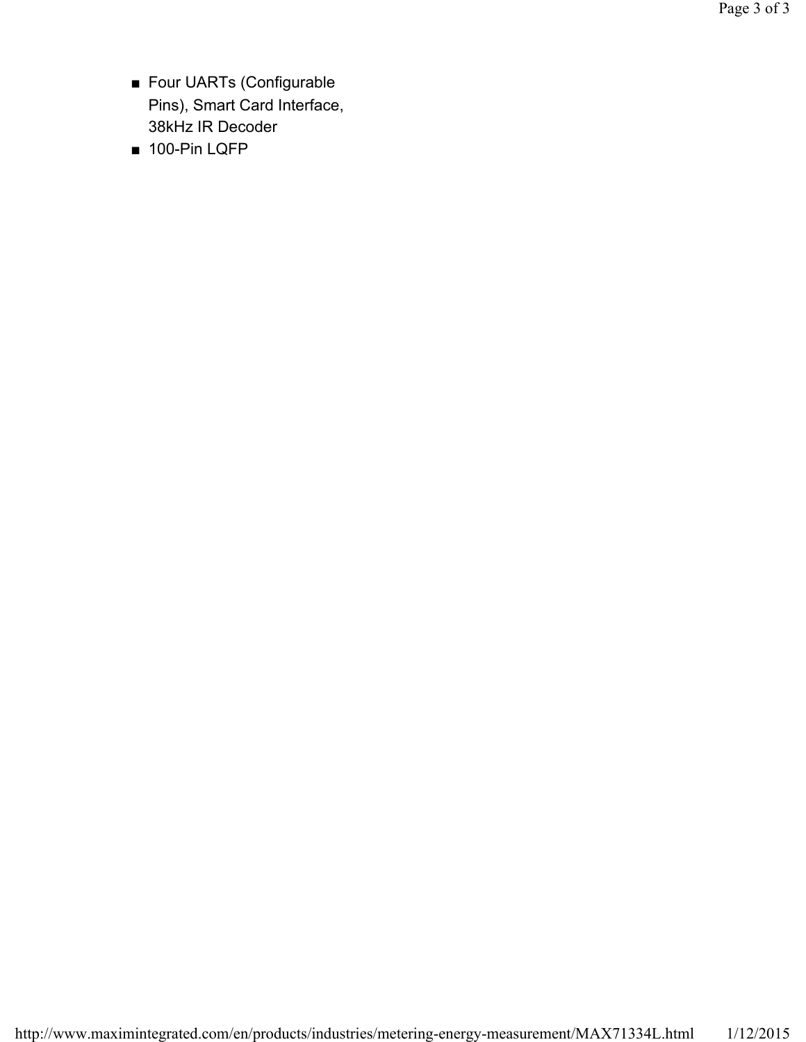- Four UARTs (Configurable Pins), Smart Card Interface, 38kHz IR Decoder
- 100-Pin LQFP